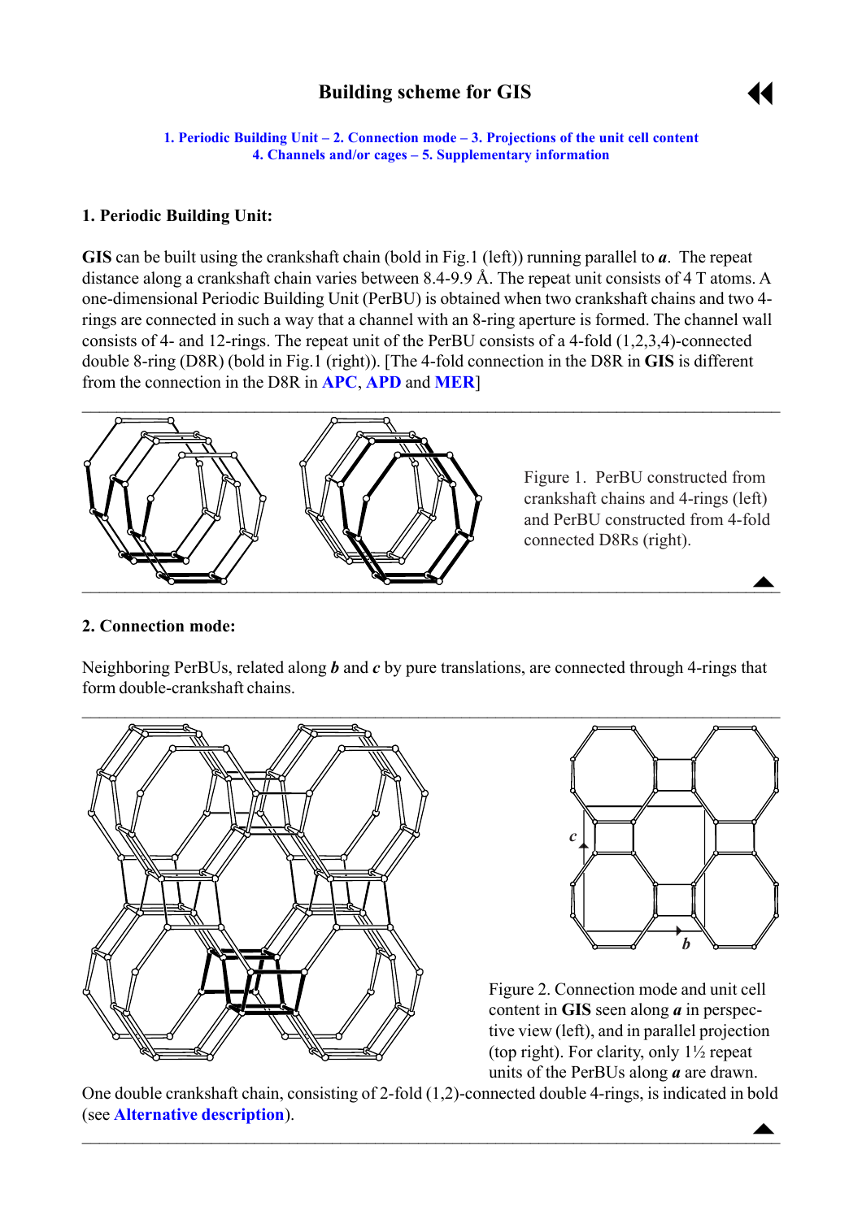# Building scheme for GIS

1. Periodic Building Unit – 2. Connection mode – 3. Projections of the unit cell content
4. Channels and/or cages – 5. Supplementary information

## 1. Periodic Building Unit:

**GIS** can be built using the crankshaft chain (bold in Fig.1 (left)) running parallel to ***a***. The repeat distance along a crankshaft chain varies between 8.4-9.9 Å. The repeat unit consists of 4 T atoms. A one-dimensional Periodic Building Unit (PerBU) is obtained when two crankshaft chains and two 4-rings are connected in such a way that a channel with an 8-ring aperture is formed. The channel wall consists of 4- and 12-rings. The repeat unit of the PerBU consists of a 4-fold (1,2,3,4)-connected double 8-ring (D8R) (bold in Fig.1 (right)). [The 4-fold connection in the D8R in **GIS** is different from the connection in the D8R in **APC**, **APD** and **MER**]

Figure 1. PerBU constructed from crankshaft chains and 4-rings (left) and PerBU constructed from 4-fold connected D8Rs (right).

## 2. Connection mode:

Neighboring PerBUs, related along ***b*** and ***c*** by pure translations, are connected through 4-rings that form double-crankshaft chains.

Figure 2. Connection mode and unit cell content in **GIS** seen along ***a*** in perspective view (left), and in parallel projection (top right). For clarity, only 1½ repeat units of the PerBUs along ***a*** are drawn. One double crankshaft chain, consisting of 2-fold (1,2)-connected double 4-rings, is indicated in bold (see **Alternative description**).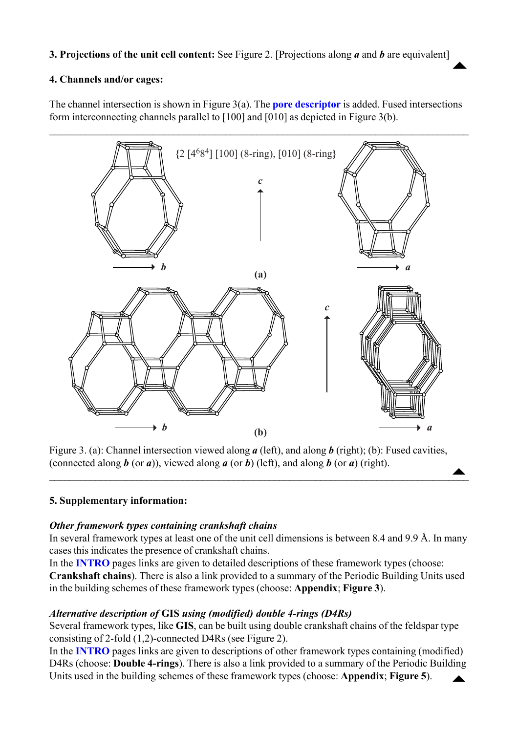**3. Projections of the unit cell content:** See Figure 2. [Projections along ***a*** and ***b*** are equivalent]

**4. Channels and/or cages:**

The channel intersection is shown in Figure 3(a). The pore descriptor is added. Fused intersections form interconnecting channels parallel to [100] and [010] as depicted in Figure 3(b).

{2 [$4^6 8^4$] [100] (8-ring), [010] (8-ring)}

c

b

a

(a)

c

b

a

(b)

Figure 3. (a): Channel intersection viewed along ***a*** (left), and along ***b*** (right); (b): Fused cavities, (connected along ***b*** (or ***a***)), viewed along ***a*** (or ***b***) (left), and along ***b*** (or ***a***) (right).

**5. Supplementary information:**

***Other framework types containing crankshaft chains***

In several framework types at least one of the unit cell dimensions is between 8.4 and 9.9 Å. In many cases this indicates the presence of crankshaft chains.

In the **INTRO** pages links are given to detailed descriptions of these framework types (choose: **Crankshaft chains**). There is also a link provided to a summary of the Periodic Building Units used in the building schemes of these framework types (choose: **Appendix**; **Figure 3**).

***Alternative description of* GIS *using (modified) double 4-rings (D4Rs)***

Several framework types, like **GIS**, can be built using double crankshaft chains of the feldspar type consisting of 2-fold (1,2)-connected D4Rs (see Figure 2).

In the **INTRO** pages links are given to descriptions of other framework types containing (modified) D4Rs (choose: **Double 4-rings**). There is also a link provided to a summary of the Periodic Building Units used in the building schemes of these framework types (choose: **Appendix**; **Figure 5**).